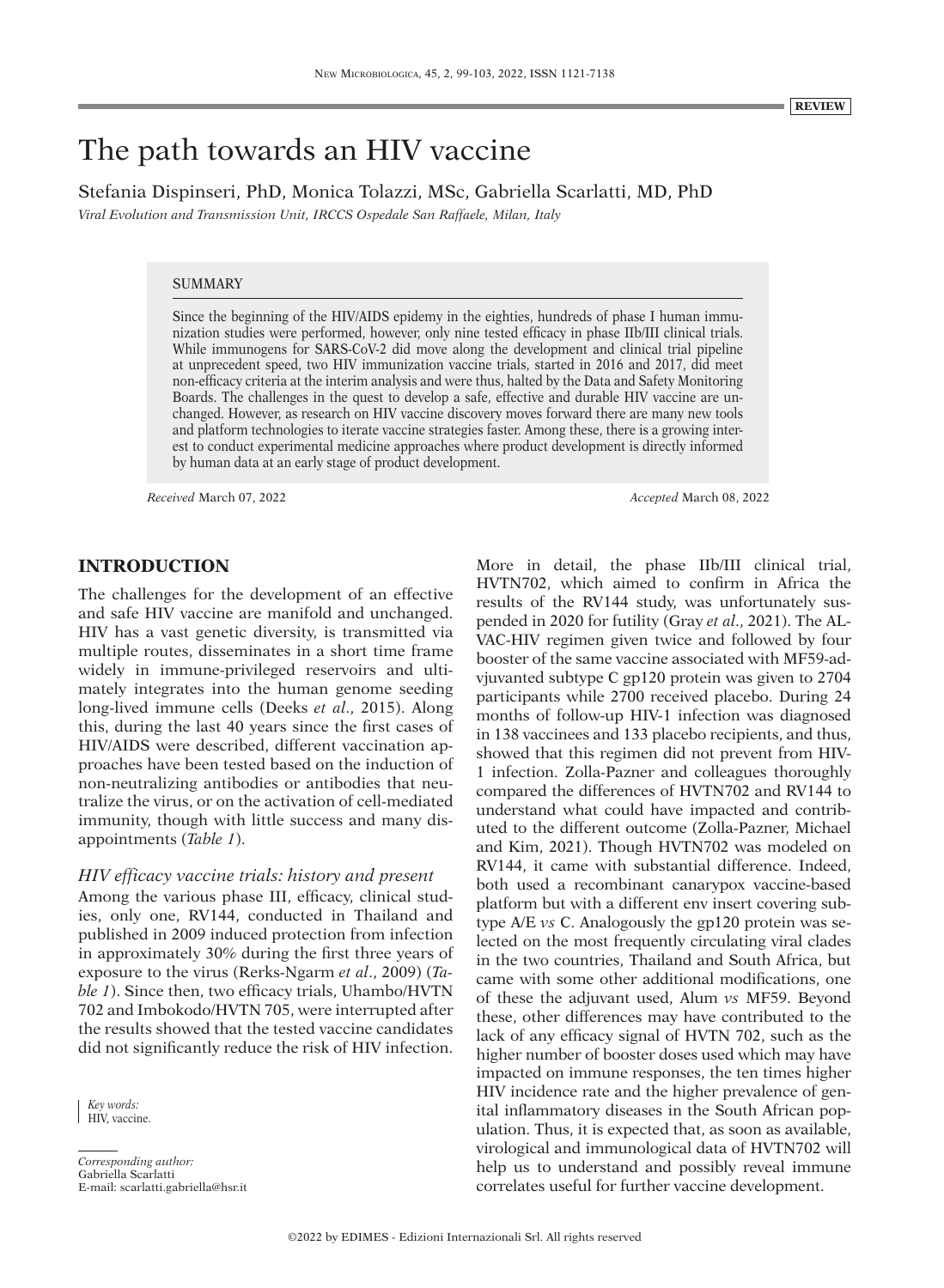**REVIEW**

# The path towards an HIV vaccine

Stefania Dispinseri, PhD, Monica Tolazzi, MSc, Gabriella Scarlatti, MD, PhD

*Viral Evolution and Transmission Unit, IRCCS Ospedale San Raffaele, Milan, Italy*

## SUMMARY

Since the beginning of the HIV/AIDS epidemy in the eighties, hundreds of phase I human immunization studies were performed, however, only nine tested efficacy in phase IIb/III clinical trials. While immunogens for SARS-CoV-2 did move along the development and clinical trial pipeline at unprecedent speed, two HIV immunization vaccine trials, started in 2016 and 2017, did meet non-efficacy criteria at the interim analysis and were thus, halted by the Data and Safety Monitoring Boards. The challenges in the quest to develop a safe, effective and durable HIV vaccine are unchanged. However, as research on HIV vaccine discovery moves forward there are many new tools and platform technologies to iterate vaccine strategies faster. Among these, there is a growing interest to conduct experimental medicine approaches where product development is directly informed by human data at an early stage of product development.

*Received* March 07, 2022 *Accepted* March 08, 2022

## INTRODUCTION

The challenges for the development of an effective and safe HIV vaccine are manifold and unchanged. HIV has a vast genetic diversity, is transmitted via multiple routes, disseminates in a short time frame widely in immune-privileged reservoirs and ultimately integrates into the human genome seeding long-lived immune cells (Deeks *et al*., 2015). Along this, during the last 40 years since the first cases of HIV/AIDS were described, different vaccination approaches have been tested based on the induction of non-neutralizing antibodies or antibodies that neutralize the virus, or on the activation of cell-mediated immunity, though with little success and many disappointments (*Table 1*).

### *HIV efficacy vaccine trials: history and present*

Among the various phase III, efficacy, clinical studies, only one, RV144, conducted in Thailand and published in 2009 induced protection from infection in approximately 30% during the first three years of exposure to the virus (Rerks-Ngarm *et al*., 2009) (*Table 1*). Since then, two efficacy trials, Uhambo/HVTN 702 and Imbokodo/HVTN 705, were interrupted after the results showed that the tested vaccine candidates did not significantly reduce the risk of HIV infection.

More in detail, the phase IIb/III clinical trial, HVTN702, which aimed to confirm in Africa the results of the RV144 study, was unfortunately suspended in 2020 for futility (Gray *et al*., 2021). The ALVAC-HIV regimen given twice and followed by four booster of the same vaccine associated with MF59-adjuvanted subtype C gp120 protein was given to 2704 participants while 2700 received placebo. During 24 months of follow-up HIV-1 infection was diagnosed in 138 vaccinees and 133 placebo recipients, and thus, showed that this regimen did not prevent from HIV-1 infection. Zolla-Pazner and colleagues thoroughly compared the differences of HVTN702 and RV144 to understand what could have impacted and contributed to the different outcome (Zolla-Pazner, Michael and Kim, 2021). Though HVTN702 was modeled on RV144, it came with substantial difference. Indeed, both used a recombinant canarypox vaccine-based platform but with a different env insert covering subtype A/E *vs* C. Analogously the gp120 protein was selected on the most frequently circulating viral clades in the two countries, Thailand and South Africa, but came with some other additional modifications, one of these the adjuvant used, Alum *vs* MF59. Beyond these, other differences may have contributed to the lack of any efficacy signal of HVTN 702, such as the higher number of booster doses used which may have impacted on immune responses, the ten times higher HIV incidence rate and the higher prevalence of genital inflammatory diseases in the South African population. Thus, it is expected that, as soon as available, virological and immunological data of HVTN702 will help us to understand and possibly reveal immune correlates useful for further vaccine development.

*Key words:*
HIV, vaccine.

*Corresponding author:*
Gabriella Scarlatti
E-mail: scarlatti.gabriella@hsr.it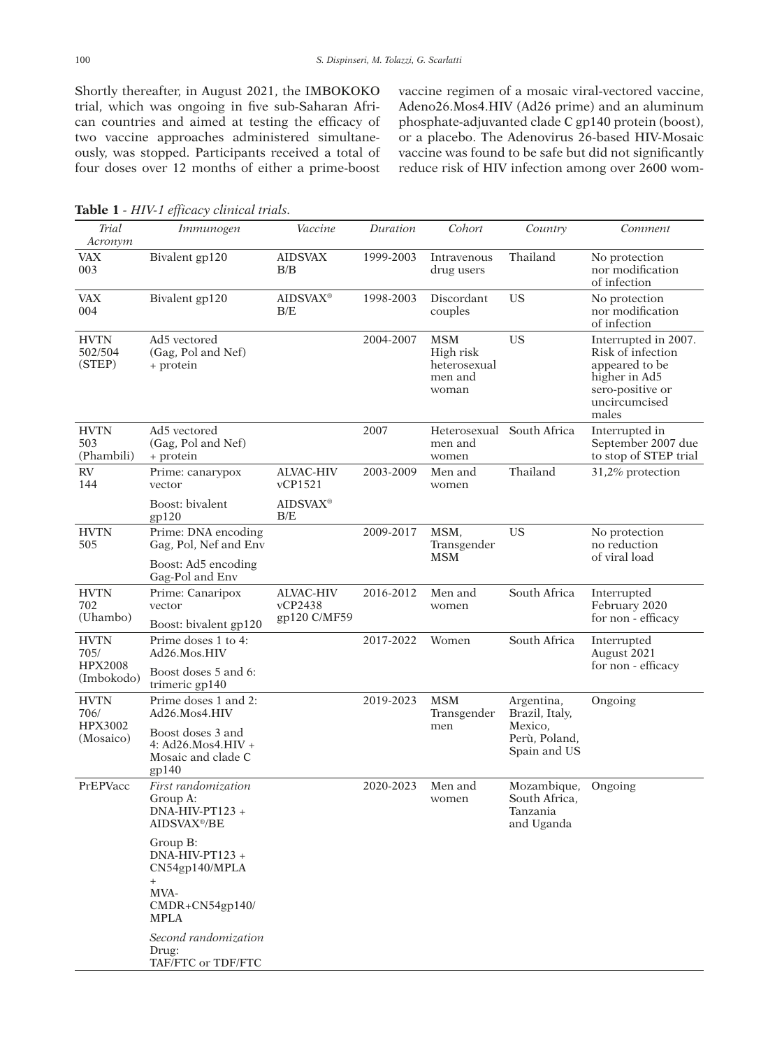Shortly thereafter, in August 2021, the IMBOKOKO trial, which was ongoing in five sub-Saharan African countries and aimed at testing the efficacy of two vaccine approaches administered simultaneously, was stopped. Participants received a total of four doses over 12 months of either a prime-boost vaccine regimen of a mosaic viral-vectored vaccine, Adeno26.Mos4.HIV (Ad26 prime) and an aluminum phosphate-adjuvanted clade C gp140 protein (boost), or a placebo. The Adenovirus 26-based HIV-Mosaic vaccine was found to be safe but did not significantly reduce risk of HIV infection among over 2600 wom-

**Table 1** - *HIV-1 efficacy clinical trials.*

| *Trial Acronym* | *Immunogen* | *Vaccine* | *Duration* | *Cohort* | *Country* | *Comment* |
|---|---|---|---|---|---|---|
| VAX 003 | Bivalent gp120 | AIDSVAX B/B | 1999-2003 | Intravenous drug users | Thailand | No protection nor modification of infection |
| VAX 004 | Bivalent gp120 | AIDSVAX® B/E | 1998-2003 | Discordant couples | US | No protection nor modification of infection |
| HVTN 502/504 (STEP) | Ad5 vectored (Gag, Pol and Nef) + protein | | 2004-2007 | MSM High risk heterosexual men and woman | US | Interrupted in 2007. Risk of infection appeared to be higher in Ad5 sero-positive or uncircumcised males |
| HVTN 503 (Phambili) | Ad5 vectored (Gag, Pol and Nef) + protein | | 2007 | Heterosexual men and women | South Africa | Interrupted in September 2007 due to stop of STEP trial |
| RV 144 | Prime: canarypox vector<br>Boost: bivalent gp120 | ALVAC-HIV vCP1521<br>AIDSVAX® B/E | 2003-2009 | Men and women | Thailand | 31,2% protection |
| HVTN 505 | Prime: DNA encoding Gag, Pol, Nef and Env<br>Boost: Ad5 encoding Gag-Pol and Env | | 2009-2017 | MSM, Transgender MSM | US | No protection no reduction of viral load |
| HVTN 702 (Uhambo) | Prime: Canaripox vector<br>Boost: bivalent gp120 | ALVAC-HIV vCP2438 gp120 C/MF59 | 2016-2012 | Men and women | South Africa | Interrupted February 2020 for non - efficacy |
| HVTN 705/ HPX2008 (Imbokodo) | Prime doses 1 to 4: Ad26.Mos.HIV<br>Boost doses 5 and 6: trimeric gp140 | | 2017-2022 | Women | South Africa | Interrupted August 2021 for non - efficacy |
| HVTN 706/ HPX3002 (Mosaico) | Prime doses 1 and 2: Ad26.Mos4.HIV<br>Boost doses 3 and 4: Ad26.Mos4.HIV + Mosaic and clade C gp140 | | 2019-2023 | MSM Transgender men | Argentina, Brazil, Italy, Mexico, Perù, Poland, Spain and US | Ongoing |
| PrEPVacc | *First randomization*<br>Group A: DNA-HIV-PT123 + AIDSVAX®/BE<br>Group B: DNA-HIV-PT123 + CN54gp140/MPLA + MVA-CMDR+CN54gp140/MPLA<br>*Second randomization*<br>Drug: TAF/FTC or TDF/FTC | | 2020-2023 | Men and women | Mozambique, South Africa, Tanzania and Uganda | Ongoing |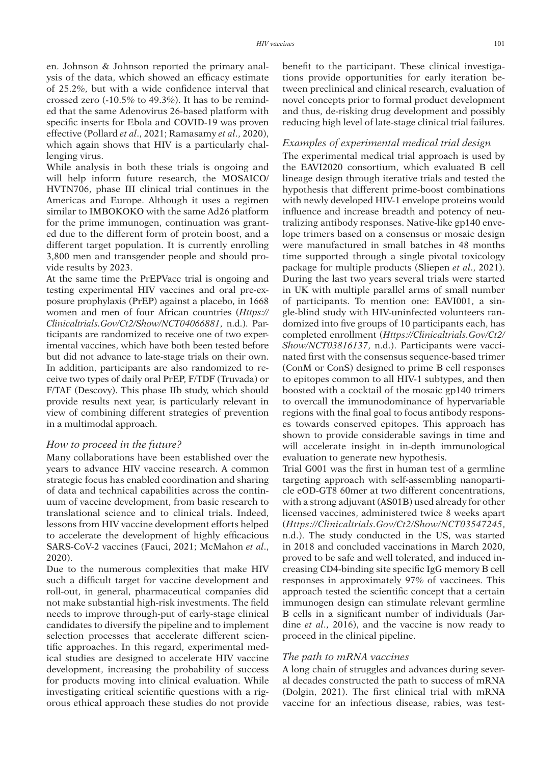en. Johnson & Johnson reported the primary analysis of the data, which showed an efficacy estimate of 25.2%, but with a wide confidence interval that crossed zero (-10.5% to 49.3%). It has to be reminded that the same Adenovirus 26-based platform with specific inserts for Ebola and COVID-19 was proven effective (Pollard *et al*., 2021; Ramasamy *et al*., 2020), which again shows that HIV is a particularly challenging virus.

While analysis in both these trials is ongoing and will help inform future research, the MOSAICO/HVTN706, phase III clinical trial continues in the Americas and Europe. Although it uses a regimen similar to IMBOKOKO with the same Ad26 platform for the prime immunogen, continuation was granted due to the different form of protein boost, and a different target population. It is currently enrolling 3,800 men and transgender people and should provide results by 2023.

At the same time the PrEPVacc trial is ongoing and testing experimental HIV vaccines and oral pre-exposure prophylaxis (PrEP) against a placebo, in 1668 women and men of four African countries (*Https://Clinicaltrials.Gov/Ct2/Show/NCT04066881*, n.d.). Participants are randomized to receive one of two experimental vaccines, which have both been tested before but did not advance to late-stage trials on their own. In addition, participants are also randomized to receive two types of daily oral PrEP, F/TDF (Truvada) or F/TAF (Descovy). This phase IIb study, which should provide results next year, is particularly relevant in view of combining different strategies of prevention in a multimodal approach.

### *How to proceed in the future?*

Many collaborations have been established over the years to advance HIV vaccine research. A common strategic focus has enabled coordination and sharing of data and technical capabilities across the continuum of vaccine development, from basic research to translational science and to clinical trials. Indeed, lessons from HIV vaccine development efforts helped to accelerate the development of highly efficacious SARS-CoV-2 vaccines (Fauci, 2021; McMahon *et al*., 2020).

Due to the numerous complexities that make HIV such a difficult target for vaccine development and roll-out, in general, pharmaceutical companies did not make substantial high-risk investments. The field needs to improve through-put of early-stage clinical candidates to diversify the pipeline and to implement selection processes that accelerate different scientific approaches. In this regard, experimental medical studies are designed to accelerate HIV vaccine development, increasing the probability of success for products moving into clinical evaluation. While investigating critical scientific questions with a rigorous ethical approach these studies do not provide benefit to the participant. These clinical investigations provide opportunities for early iteration between preclinical and clinical research, evaluation of novel concepts prior to formal product development and thus, de-risking drug development and possibly reducing high level of late-stage clinical trial failures.

### *Examples of experimental medical trial design*

The experimental medical trial approach is used by the EAVI2020 consortium, which evaluated B cell lineage design through iterative trials and tested the hypothesis that different prime-boost combinations with newly developed HIV-1 envelope proteins would influence and increase breadth and potency of neutralizing antibody responses. Native-like gp140 envelope trimers based on a consensus or mosaic design were manufactured in small batches in 48 months time supported through a single pivotal toxicology package for multiple products (Sliepen *et al*., 2021). During the last two years several trials were started in UK with multiple parallel arms of small number of participants. To mention one: EAVI001, a single-blind study with HIV-uninfected volunteers randomized into five groups of 10 participants each, has completed enrollment (*Https://Clinicaltrials.Gov/Ct2/Show/NCT03816137*, n.d.). Participants were vaccinated first with the consensus sequence-based trimer (ConM or ConS) designed to prime B cell responses to epitopes common to all HIV-1 subtypes, and then boosted with a cocktail of the mosaic gp140 trimers to overcall the immunodominance of hypervariable regions with the final goal to focus antibody responses towards conserved epitopes. This approach has shown to provide considerable savings in time and will accelerate insight in in-depth immunological evaluation to generate new hypothesis.

Trial G001 was the first in human test of a germline targeting approach with self-assembling nanoparticle eOD-GT8 60mer at two different concentrations, with a strong adjuvant (AS01B) used already for other licensed vaccines, administered twice 8 weeks apart (*Https://Clinicaltrials.Gov/Ct2/Show/NCT03547245*, n.d.). The study conducted in the US, was started in 2018 and concluded vaccinations in March 2020, proved to be safe and well tolerated, and induced increasing CD4-binding site specific IgG memory B cell responses in approximately 97% of vaccinees. This approach tested the scientific concept that a certain immunogen design can stimulate relevant germline B cells in a significant number of individuals (Jardine *et al*., 2016), and the vaccine is now ready to proceed in the clinical pipeline.

### *The path to mRNA vaccines*

A long chain of struggles and advances during several decades constructed the path to success of mRNA (Dolgin, 2021). The first clinical trial with mRNA vaccine for an infectious disease, rabies, was test-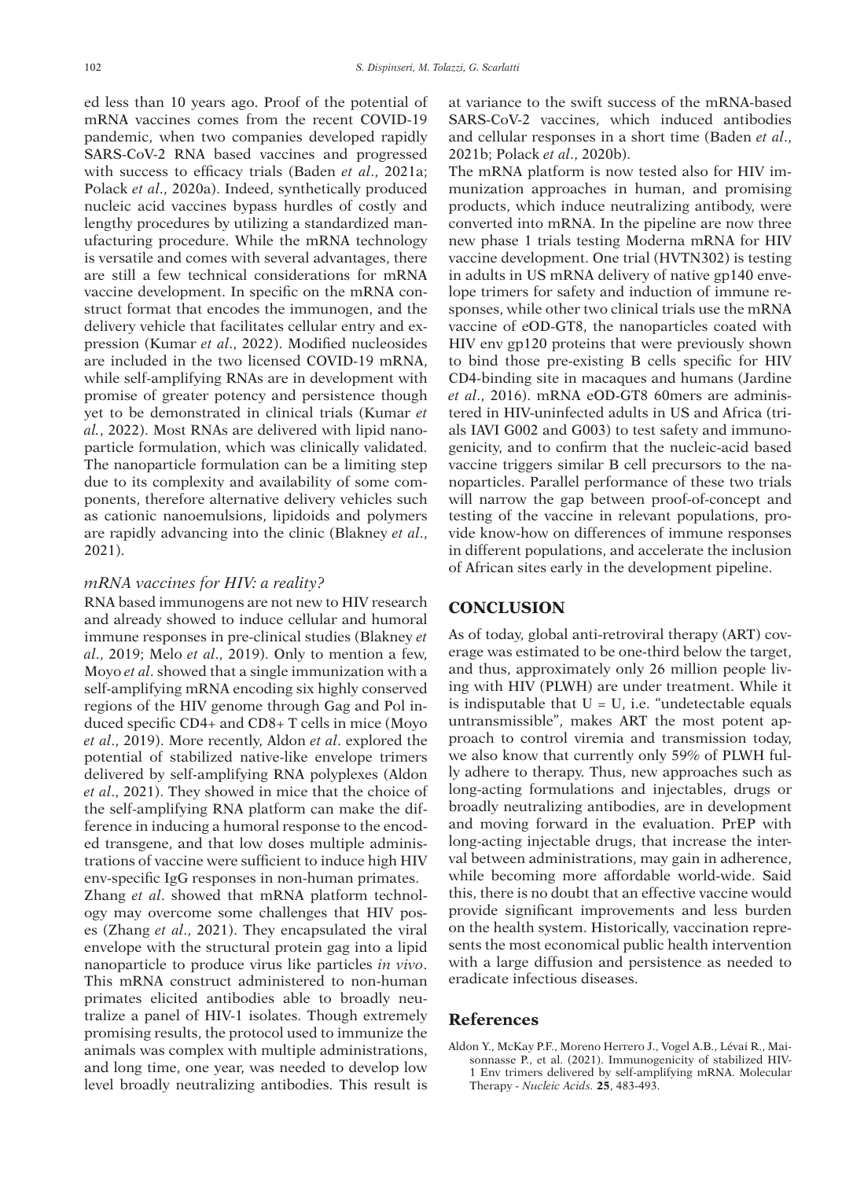ed less than 10 years ago. Proof of the potential of mRNA vaccines comes from the recent COVID-19 pandemic, when two companies developed rapidly SARS-CoV-2 RNA based vaccines and progressed with success to efficacy trials (Baden *et al*., 2021a; Polack *et al*., 2020a). Indeed, synthetically produced nucleic acid vaccines bypass hurdles of costly and lengthy procedures by utilizing a standardized manufacturing procedure. While the mRNA technology is versatile and comes with several advantages, there are still a few technical considerations for mRNA vaccine development. In specific on the mRNA construct format that encodes the immunogen, and the delivery vehicle that facilitates cellular entry and expression (Kumar *et al*., 2022). Modified nucleosides are included in the two licensed COVID-19 mRNA, while self-amplifying RNAs are in development with promise of greater potency and persistence though yet to be demonstrated in clinical trials (Kumar *et al*., 2022). Most RNAs are delivered with lipid nanoparticle formulation, which was clinically validated. The nanoparticle formulation can be a limiting step due to its complexity and availability of some components, therefore alternative delivery vehicles such as cationic nanoemulsions, lipidoids and polymers are rapidly advancing into the clinic (Blakney *et al*., 2021).

### *mRNA vaccines for HIV: a reality?*

RNA based immunogens are not new to HIV research and already showed to induce cellular and humoral immune responses in pre-clinical studies (Blakney *et al*., 2019; Melo *et al*., 2019). Only to mention a few, Moyo *et al*. showed that a single immunization with a self-amplifying mRNA encoding six highly conserved regions of the HIV genome through Gag and Pol induced specific CD4+ and CD8+ T cells in mice (Moyo *et al*., 2019). More recently, Aldon *et al*. explored the potential of stabilized native-like envelope trimers delivered by self-amplifying RNA polyplexes (Aldon *et al*., 2021). They showed in mice that the choice of the self-amplifying RNA platform can make the difference in inducing a humoral response to the encoded transgene, and that low doses multiple administrations of vaccine were sufficient to induce high HIV env-specific IgG responses in non-human primates.

Zhang *et al*. showed that mRNA platform technology may overcome some challenges that HIV poses (Zhang *et al*., 2021). They encapsulated the viral envelope with the structural protein gag into a lipid nanoparticle to produce virus like particles *in vivo*. This mRNA construct administered to non-human primates elicited antibodies able to broadly neutralize a panel of HIV-1 isolates. Though extremely promising results, the protocol used to immunize the animals was complex with multiple administrations, and long time, one year, was needed to develop low level broadly neutralizing antibodies. This result is at variance to the swift success of the mRNA-based SARS-CoV-2 vaccines, which induced antibodies and cellular responses in a short time (Baden *et al*., 2021b; Polack *et al*., 2020b).

The mRNA platform is now tested also for HIV immunization approaches in human, and promising products, which induce neutralizing antibody, were converted into mRNA. In the pipeline are now three new phase 1 trials testing Moderna mRNA for HIV vaccine development. One trial (HVTN302) is testing in adults in US mRNA delivery of native gp140 envelope trimers for safety and induction of immune responses, while other two clinical trials use the mRNA vaccine of eOD-GT8, the nanoparticles coated with HIV env gp120 proteins that were previously shown to bind those pre-existing B cells specific for HIV CD4-binding site in macaques and humans (Jardine *et al*., 2016). mRNA eOD-GT8 60mers are administered in HIV-uninfected adults in US and Africa (trials IAVI G002 and G003) to test safety and immunogenicity, and to confirm that the nucleic-acid based vaccine triggers similar B cell precursors to the nanoparticles. Parallel performance of these two trials will narrow the gap between proof-of-concept and testing of the vaccine in relevant populations, provide know-how on differences of immune responses in different populations, and accelerate the inclusion of African sites early in the development pipeline.

## CONCLUSION

As of today, global anti-retroviral therapy (ART) coverage was estimated to be one-third below the target, and thus, approximately only 26 million people living with HIV (PLWH) are under treatment. While it is indisputable that U = U, i.e. "undetectable equals untransmissible", makes ART the most potent approach to control viremia and transmission today, we also know that currently only 59% of PLWH fully adhere to therapy. Thus, new approaches such as long-acting formulations and injectables, drugs or broadly neutralizing antibodies, are in development and moving forward in the evaluation. PrEP with long-acting injectable drugs, that increase the interval between administrations, may gain in adherence, while becoming more affordable world-wide. Said this, there is no doubt that an effective vaccine would provide significant improvements and less burden on the health system. Historically, vaccination represents the most economical public health intervention with a large diffusion and persistence as needed to eradicate infectious diseases.

## References

Aldon Y., McKay P.F., Moreno Herrero J., Vogel A.B., Lévai R., Maisonnasse P., et al. (2021). Immunogenicity of stabilized HIV-1 Env trimers delivered by self-amplifying mRNA. Molecular Therapy - *Nucleic Acids*. **25**, 483-493.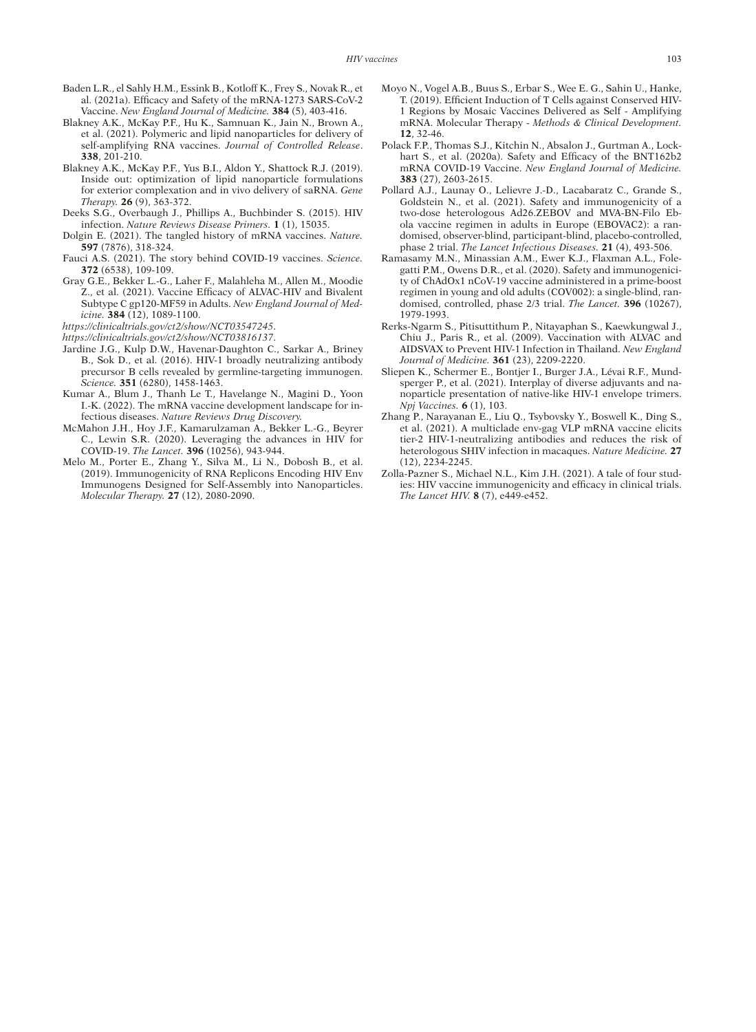Baden L.R., el Sahly H.M., Essink B., Kotloff K., Frey S., Novak R., et al. (2021a). Efficacy and Safety of the mRNA-1273 SARS-CoV-2 Vaccine. *New England Journal of Medicine.* **384** (5), 403-416.

Blakney A.K., McKay P.F., Hu K., Samnuan K., Jain N., Brown A., et al. (2021). Polymeric and lipid nanoparticles for delivery of self-amplifying RNA vaccines. *Journal of Controlled Release*. **338**, 201-210.

Blakney A.K., McKay P.F., Yus B.I., Aldon Y., Shattock R.J. (2019). Inside out: optimization of lipid nanoparticle formulations for exterior complexation and in vivo delivery of saRNA. *Gene Therapy.* **26** (9), 363-372.

Deeks S.G., Overbaugh J., Phillips A., Buchbinder S. (2015). HIV infection. *Nature Reviews Disease Primers.* **1** (1), 15035.

Dolgin E. (2021). The tangled history of mRNA vaccines. *Nature.* **597** (7876), 318-324.

Fauci A.S. (2021). The story behind COVID-19 vaccines. *Science.* **372** (6538), 109-109.

Gray G.E., Bekker L.-G., Laher F., Malahleha M., Allen M., Moodie Z., et al. (2021). Vaccine Efficacy of ALVAC-HIV and Bivalent Subtype C gp120-MF59 in Adults. *New England Journal of Medicine.* **384** (12), 1089-1100.

*https://clinicaltrials.gov/ct2/show/NCT03547245.*

*https://clinicaltrials.gov/ct2/show/NCT03816137.*

Jardine J.G., Kulp D.W., Havenar-Daughton C., Sarkar A., Briney B., Sok D., et al. (2016). HIV-1 broadly neutralizing antibody precursor B cells revealed by germline-targeting immunogen. *Science.* **351** (6280), 1458-1463.

Kumar A., Blum J., Thanh Le T., Havelange N., Magini D., Yoon I.-K. (2022). The mRNA vaccine development landscape for infectious diseases. *Nature Reviews Drug Discovery.*

McMahon J.H., Hoy J.F., Kamarulzaman A., Bekker L.-G., Beyrer C., Lewin S.R. (2020). Leveraging the advances in HIV for COVID-19. *The Lancet.* **396** (10256), 943-944.

Melo M., Porter E., Zhang Y., Silva M., Li N., Dobosh B., et al. (2019). Immunogenicity of RNA Replicons Encoding HIV Env Immunogens Designed for Self-Assembly into Nanoparticles. *Molecular Therapy.* **27** (12), 2080-2090.

Moyo N., Vogel A.B., Buus S., Erbar S., Wee E. G., Sahin U., Hanke, T. (2019). Efficient Induction of T Cells against Conserved HIV-1 Regions by Mosaic Vaccines Delivered as Self - Amplifying mRNA. Molecular Therapy - *Methods & Clinical Development.* **12**, 32-46.

Polack F.P., Thomas S.J., Kitchin N., Absalon J., Gurtman A., Lockhart S., et al. (2020a). Safety and Efficacy of the BNT162b2 mRNA COVID-19 Vaccine. *New England Journal of Medicine.* **383** (27), 2603-2615.

Pollard A.J., Launay O., Lelievre J.-D., Lacabaratz C., Grande S., Goldstein N., et al. (2021). Safety and immunogenicity of a two-dose heterologous Ad26.ZEBOV and MVA-BN-Filo Ebola vaccine regimen in adults in Europe (EBOVAC2): a randomised, observer-blind, participant-blind, placebo-controlled, phase 2 trial. *The Lancet Infectious Diseases.* **21** (4), 493-506.

Ramasamy M.N., Minassian A.M., Ewer K.J., Flaxman A.L., Folegatti P.M., Owens D.R., et al. (2020). Safety and immunogenicity of ChAdOx1 nCoV-19 vaccine administered in a prime-boost regimen in young and old adults (COV002): a single-blind, randomised, controlled, phase 2/3 trial. *The Lancet.* **396** (10267), 1979-1993.

Rerks-Ngarm S., Pitisuttithum P., Nitayaphan S., Kaewkungwal J., Chiu J., Paris R., et al. (2009). Vaccination with ALVAC and AIDSVAX to Prevent HIV-1 Infection in Thailand. *New England Journal of Medicine.* **361** (23), 2209-2220.

Sliepen K., Schermer E., Bontjer I., Burger J.A., Lévai R.F., Mundsperger P., et al. (2021). Interplay of diverse adjuvants and nanoparticle presentation of native-like HIV-1 envelope trimers. *Npj Vaccines.* **6** (1), 103.

Zhang P., Narayanan E., Liu Q., Tsybovsky Y., Boswell K., Ding S., et al. (2021). A multiclade env-gag VLP mRNA vaccine elicits tier-2 HIV-1-neutralizing antibodies and reduces the risk of heterologous SHIV infection in macaques. *Nature Medicine.* **27** (12), 2234-2245.

Zolla-Pazner S., Michael N.L., Kim J.H. (2021). A tale of four studies: HIV vaccine immunogenicity and efficacy in clinical trials. *The Lancet HIV.* **8** (7), e449-e452.